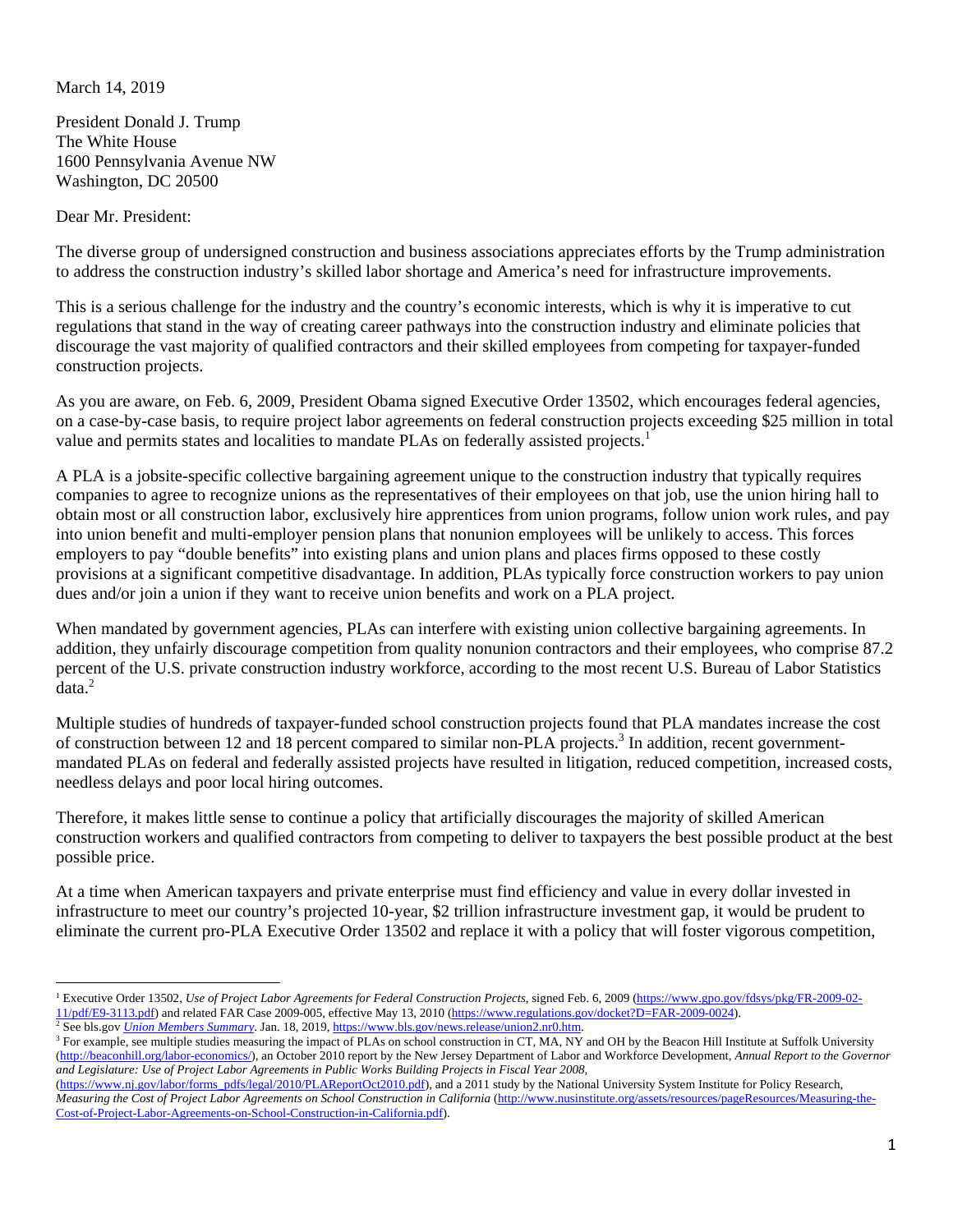March 14, 2019

President Donald J. Trump
The White House
1600 Pennsylvania Avenue NW
Washington, DC 20500

Dear Mr. President:

The diverse group of undersigned construction and business associations appreciates efforts by the Trump administration to address the construction industry's skilled labor shortage and America's need for infrastructure improvements.

This is a serious challenge for the industry and the country's economic interests, which is why it is imperative to cut regulations that stand in the way of creating career pathways into the construction industry and eliminate policies that discourage the vast majority of qualified contractors and their skilled employees from competing for taxpayer-funded construction projects.

As you are aware, on Feb. 6, 2009, President Obama signed Executive Order 13502, which encourages federal agencies, on a case-by-case basis, to require project labor agreements on federal construction projects exceeding $25 million in total value and permits states and localities to mandate PLAs on federally assisted projects.[1]

A PLA is a jobsite-specific collective bargaining agreement unique to the construction industry that typically requires companies to agree to recognize unions as the representatives of their employees on that job, use the union hiring hall to obtain most or all construction labor, exclusively hire apprentices from union programs, follow union work rules, and pay into union benefit and multi-employer pension plans that nonunion employees will be unlikely to access. This forces employers to pay "double benefits" into existing plans and union plans and places firms opposed to these costly provisions at a significant competitive disadvantage. In addition, PLAs typically force construction workers to pay union dues and/or join a union if they want to receive union benefits and work on a PLA project.

When mandated by government agencies, PLAs can interfere with existing union collective bargaining agreements. In addition, they unfairly discourage competition from quality nonunion contractors and their employees, who comprise 87.2 percent of the U.S. private construction industry workforce, according to the most recent U.S. Bureau of Labor Statistics data.[2]

Multiple studies of hundreds of taxpayer-funded school construction projects found that PLA mandates increase the cost of construction between 12 and 18 percent compared to similar non-PLA projects.[3] In addition, recent government-mandated PLAs on federal and federally assisted projects have resulted in litigation, reduced competition, increased costs, needless delays and poor local hiring outcomes.

Therefore, it makes little sense to continue a policy that artificially discourages the majority of skilled American construction workers and qualified contractors from competing to deliver to taxpayers the best possible product at the best possible price.

At a time when American taxpayers and private enterprise must find efficiency and value in every dollar invested in infrastructure to meet our country's projected 10-year, $2 trillion infrastructure investment gap, it would be prudent to eliminate the current pro-PLA Executive Order 13502 and replace it with a policy that will foster vigorous competition,

---

[1] Executive Order 13502, *Use of Project Labor Agreements for Federal Construction Projects*, signed Feb. 6, 2009 (https://www.gpo.gov/fdsys/pkg/FR-2009-02-11/pdf/E9-3113.pdf) and related FAR Case 2009-005, effective May 13, 2010 (https://www.regulations.gov/docket?D=FAR-2009-0024).

[2] See bls.gov *Union Members Summary*. Jan. 18, 2019, https://www.bls.gov/news.release/union2.nr0.htm.

[3] For example, see multiple studies measuring the impact of PLAs on school construction in CT, MA, NY and OH by the Beacon Hill Institute at Suffolk University (http://beaconhill.org/labor-economics/), an October 2010 report by the New Jersey Department of Labor and Workforce Development, *Annual Report to the Governor and Legislature: Use of Project Labor Agreements in Public Works Building Projects in Fiscal Year 2008*, (https://www.nj.gov/labor/forms_pdfs/legal/2010/PLAReportOct2010.pdf), and a 2011 study by the National University System Institute for Policy Research, *Measuring the Cost of Project Labor Agreements on School Construction in California* (http://www.nusinstitute.org/assets/resources/pageResources/Measuring-the-Cost-of-Project-Labor-Agreements-on-School-Construction-in-California.pdf).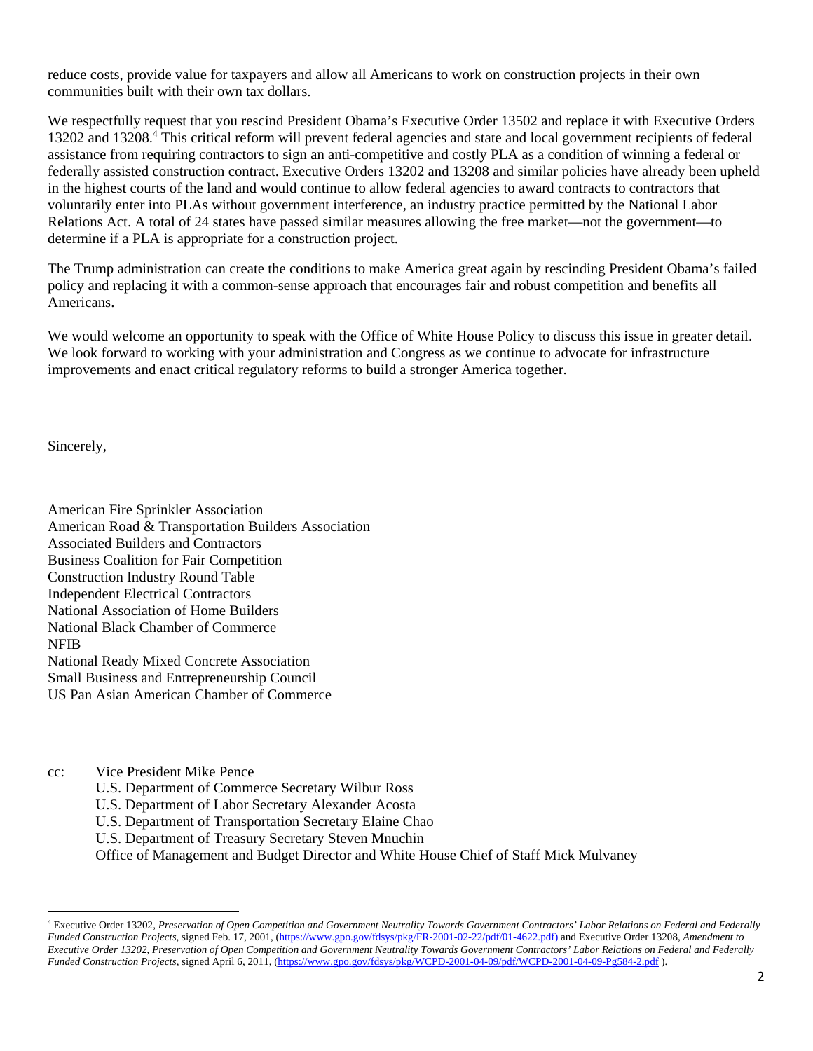reduce costs, provide value for taxpayers and allow all Americans to work on construction projects in their own communities built with their own tax dollars.

We respectfully request that you rescind President Obama's Executive Order 13502 and replace it with Executive Orders 13202 and 13208.[4] This critical reform will prevent federal agencies and state and local government recipients of federal assistance from requiring contractors to sign an anti-competitive and costly PLA as a condition of winning a federal or federally assisted construction contract. Executive Orders 13202 and 13208 and similar policies have already been upheld in the highest courts of the land and would continue to allow federal agencies to award contracts to contractors that voluntarily enter into PLAs without government interference, an industry practice permitted by the National Labor Relations Act. A total of 24 states have passed similar measures allowing the free market—not the government—to determine if a PLA is appropriate for a construction project.

The Trump administration can create the conditions to make America great again by rescinding President Obama's failed policy and replacing it with a common-sense approach that encourages fair and robust competition and benefits all Americans.

We would welcome an opportunity to speak with the Office of White House Policy to discuss this issue in greater detail. We look forward to working with your administration and Congress as we continue to advocate for infrastructure improvements and enact critical regulatory reforms to build a stronger America together.

Sincerely,

American Fire Sprinkler Association
American Road & Transportation Builders Association
Associated Builders and Contractors
Business Coalition for Fair Competition
Construction Industry Round Table
Independent Electrical Contractors
National Association of Home Builders
National Black Chamber of Commerce
NFIB
National Ready Mixed Concrete Association
Small Business and Entrepreneurship Council
US Pan Asian American Chamber of Commerce

cc: Vice President Mike Pence
U.S. Department of Commerce Secretary Wilbur Ross
U.S. Department of Labor Secretary Alexander Acosta
U.S. Department of Transportation Secretary Elaine Chao
U.S. Department of Treasury Secretary Steven Mnuchin
Office of Management and Budget Director and White House Chief of Staff Mick Mulvaney

---

[4] Executive Order 13202, *Preservation of Open Competition and Government Neutrality Towards Government Contractors' Labor Relations on Federal and Federally Funded Construction Projects*, signed Feb. 17, 2001, (https://www.gpo.gov/fdsys/pkg/FR-2001-02-22/pdf/01-4622.pdf) and Executive Order 13208, *Amendment to Executive Order 13202, Preservation of Open Competition and Government Neutrality Towards Government Contractors' Labor Relations on Federal and Federally Funded Construction Projects*, signed April 6, 2011, (https://www.gpo.gov/fdsys/pkg/WCPD-2001-04-09/pdf/WCPD-2001-04-09-Pg584-2.pdf ).